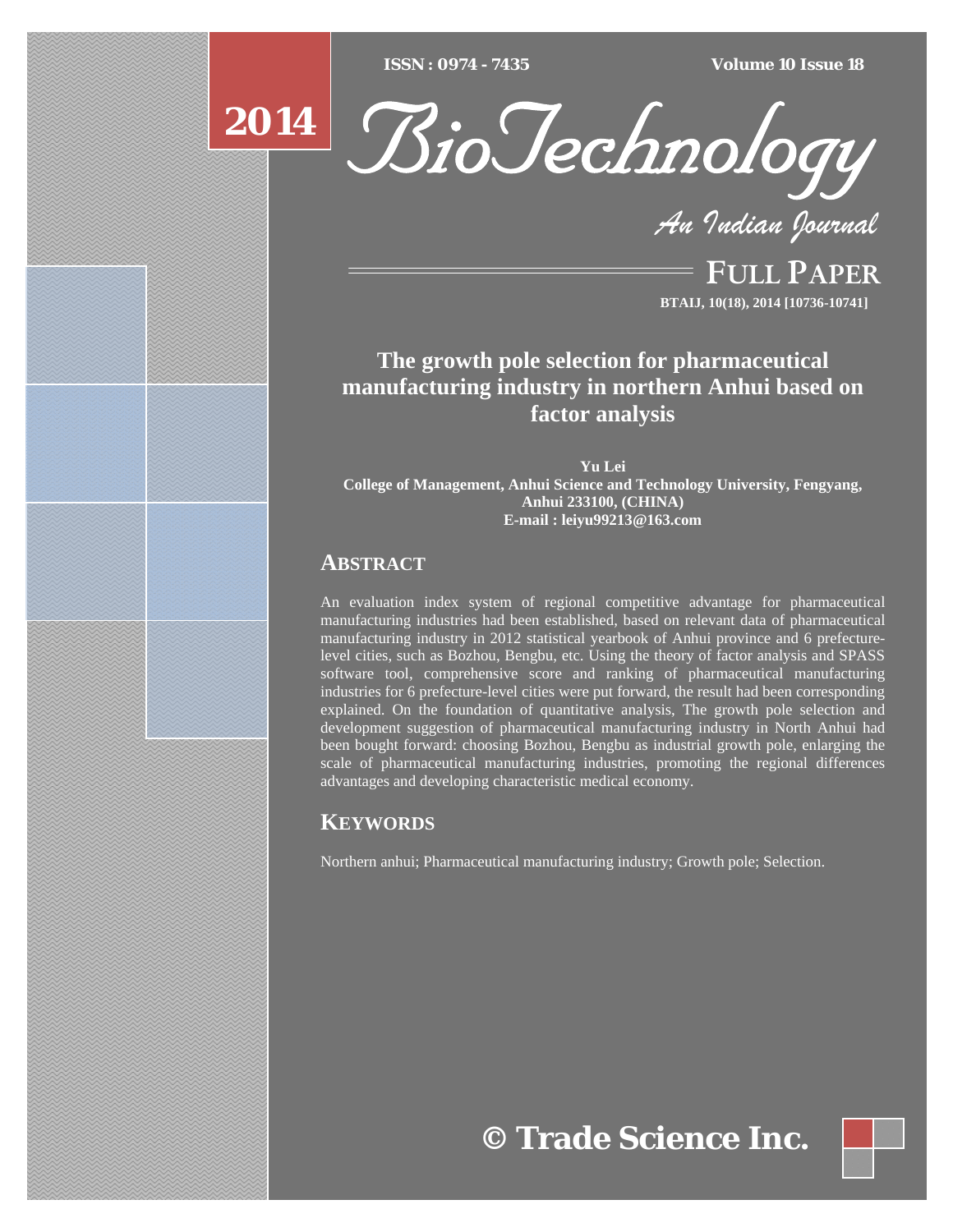# The growth pole selection for pharmaceutical manufacturing industry in northern Anhui based on factor analysis

**Yu Lei**
**College of Management, Anhui Science and Technology University, Fengyang, Anhui 233100, (CHINA)**
**E-mail : leiyu99213@163.com**

## ABSTRACT

An evaluation index system of regional competitive advantage for pharmaceutical manufacturing industries had been established, based on relevant data of pharmaceutical manufacturing industry in 2012 statistical yearbook of Anhui province and 6 prefecture-level cities, such as Bozhou, Bengbu, etc. Using the theory of factor analysis and SPASS software tool, comprehensive score and ranking of pharmaceutical manufacturing industries for 6 prefecture-level cities were put forward, the result had been corresponding explained. On the foundation of quantitative analysis, The growth pole selection and development suggestion of pharmaceutical manufacturing industry in North Anhui had been bought forward: choosing Bozhou, Bengbu as industrial growth pole, enlarging the scale of pharmaceutical manufacturing industries, promoting the regional differences advantages and developing characteristic medical economy.

## KEYWORDS

Northern anhui; Pharmaceutical manufacturing industry; Growth pole; Selection.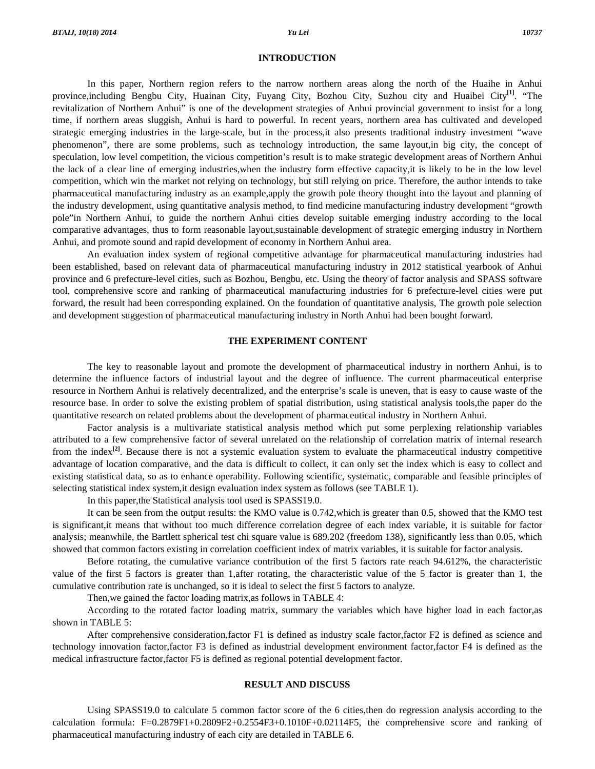## INTRODUCTION

In this paper, Northern region refers to the narrow northern areas along the north of the Huaihe in Anhui province,including Bengbu City, Huainan City, Fuyang City, Bozhou City, Suzhou city and Huaibei City[1]. "The revitalization of Northern Anhui" is one of the development strategies of Anhui provincial government to insist for a long time, if northern areas sluggish, Anhui is hard to powerful. In recent years, northern area has cultivated and developed strategic emerging industries in the large-scale, but in the process,it also presents traditional industry investment "wave phenomenon", there are some problems, such as technology introduction, the same layout,in big city, the concept of speculation, low level competition, the vicious competition's result is to make strategic development areas of Northern Anhui the lack of a clear line of emerging industries,when the industry form effective capacity,it is likely to be in the low level competition, which win the market not relying on technology, but still relying on price. Therefore, the author intends to take pharmaceutical manufacturing industry as an example,apply the growth pole theory thought into the layout and planning of the industry development, using quantitative analysis method, to find medicine manufacturing industry development "growth pole"in Northern Anhui, to guide the northern Anhui cities develop suitable emerging industry according to the local comparative advantages, thus to form reasonable layout,sustainable development of strategic emerging industry in Northern Anhui, and promote sound and rapid development of economy in Northern Anhui area.

An evaluation index system of regional competitive advantage for pharmaceutical manufacturing industries had been established, based on relevant data of pharmaceutical manufacturing industry in 2012 statistical yearbook of Anhui province and 6 prefecture-level cities, such as Bozhou, Bengbu, etc. Using the theory of factor analysis and SPASS software tool, comprehensive score and ranking of pharmaceutical manufacturing industries for 6 prefecture-level cities were put forward, the result had been corresponding explained. On the foundation of quantitative analysis, The growth pole selection and development suggestion of pharmaceutical manufacturing industry in North Anhui had been bought forward.

## THE EXPERIMENT CONTENT

The key to reasonable layout and promote the development of pharmaceutical industry in northern Anhui, is to determine the influence factors of industrial layout and the degree of influence. The current pharmaceutical enterprise resource in Northern Anhui is relatively decentralized, and the enterprise's scale is uneven, that is easy to cause waste of the resource base. In order to solve the existing problem of spatial distribution, using statistical analysis tools,the paper do the quantitative research on related problems about the development of pharmaceutical industry in Northern Anhui.

Factor analysis is a multivariate statistical analysis method which put some perplexing relationship variables attributed to a few comprehensive factor of several unrelated on the relationship of correlation matrix of internal research from the index[2]. Because there is not a systemic evaluation system to evaluate the pharmaceutical industry competitive advantage of location comparative, and the data is difficult to collect, it can only set the index which is easy to collect and existing statistical data, so as to enhance operability. Following scientific, systematic, comparable and feasible principles of selecting statistical index system,it design evaluation index system as follows (see TABLE 1).

In this paper,the Statistical analysis tool used is SPASS19.0.

It can be seen from the output results: the KMO value is 0.742,which is greater than 0.5, showed that the KMO test is significant,it means that without too much difference correlation degree of each index variable, it is suitable for factor analysis; meanwhile, the Bartlett spherical test chi square value is 689.202 (freedom 138), significantly less than 0.05, which showed that common factors existing in correlation coefficient index of matrix variables, it is suitable for factor analysis.

Before rotating, the cumulative variance contribution of the first 5 factors rate reach 94.612%, the characteristic value of the first 5 factors is greater than 1,after rotating, the characteristic value of the 5 factor is greater than 1, the cumulative contribution rate is unchanged, so it is ideal to select the first 5 factors to analyze.

Then,we gained the factor loading matrix,as follows in TABLE 4:

According to the rotated factor loading matrix, summary the variables which have higher load in each factor,as shown in TABLE 5:

After comprehensive consideration,factor F1 is defined as industry scale factor,factor F2 is defined as science and technology innovation factor,factor F3 is defined as industrial development environment factor,factor F4 is defined as the medical infrastructure factor,factor F5 is defined as regional potential development factor.

## RESULT AND DISCUSS

Using SPASS19.0 to calculate 5 common factor score of the 6 cities,then do regression analysis according to the calculation formula: $F=0.2879F1+0.2809F2+0.2554F3+0.1010F+0.02114F5$, the comprehensive score and ranking of pharmaceutical manufacturing industry of each city are detailed in TABLE 6.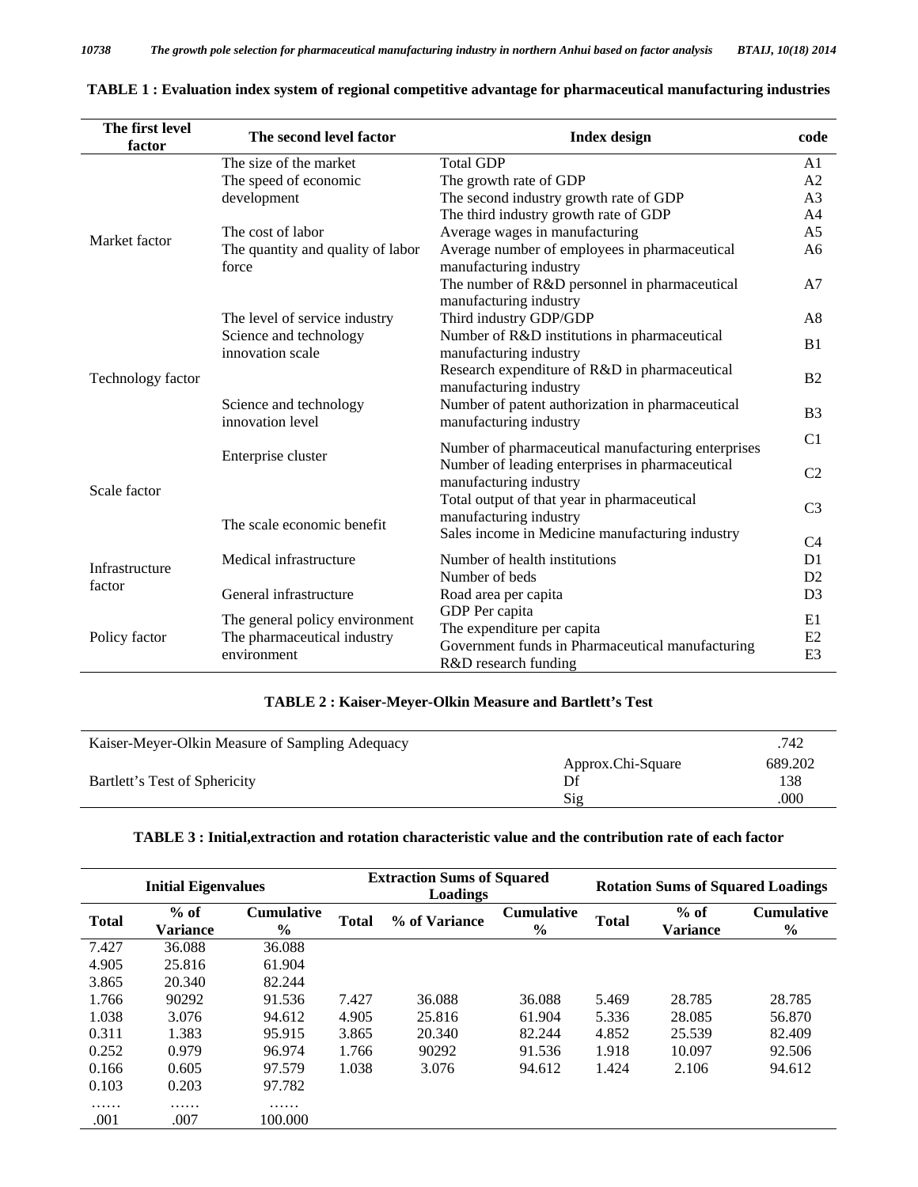**TABLE 1 : Evaluation index system of regional competitive advantage for pharmaceutical manufacturing industries**

| The first level factor | The second level factor | Index design | code |
|---|---|---|---|
| Market factor | The size of the market | Total GDP | A1 |
| | The speed of economic development | The growth rate of GDP | A2 |
| | | The second industry growth rate of GDP | A3 |
| | | The third industry growth rate of GDP | A4 |
| | The cost of labor | Average wages in manufacturing | A5 |
| | The quantity and quality of labor force | Average number of employees in pharmaceutical manufacturing industry | A6 |
| | | The number of R&D personnel in pharmaceutical manufacturing industry | A7 |
| | The level of service industry | Third industry GDP/GDP | A8 |
| Technology factor | Science and technology innovation scale | Number of R&D institutions in pharmaceutical manufacturing industry | B1 |
| | | Research expenditure of R&D in pharmaceutical manufacturing industry | B2 |
| | Science and technology innovation level | Number of patent authorization in pharmaceutical manufacturing industry | B3 |
| Scale factor | Enterprise cluster | Number of pharmaceutical manufacturing enterprises | C1 |
| | | Number of leading enterprises in pharmaceutical manufacturing industry | C2 |
| | The scale economic benefit | Total output of that year in pharmaceutical manufacturing industry | C3 |
| | | Sales income in Medicine manufacturing industry | C4 |
| Infrastructure factor | Medical infrastructure | Number of health institutions | D1 |
| | | Number of beds | D2 |
| | General infrastructure | Road area per capita | D3 |
| Policy factor | The general policy environment | GDP Per capita | E1 |
| | | The expenditure per capita | E2 |
| | The pharmaceutical industry environment | Government funds in Pharmaceutical manufacturing R&D research funding | E3 |

**TABLE 2 : Kaiser-Meyer-Olkin Measure and Bartlett's Test**

| | | |
|---|---|---|
| Kaiser-Meyer-Olkin Measure of Sampling Adequacy | | .742 |
| Bartlett's Test of Sphericity | Approx.Chi-Square | 689.202 |
| | Df | 138 |
| | Sig | .000 |

**TABLE 3 : Initial,extraction and rotation characteristic value and the contribution rate of each factor**

| Initial Eigenvalues | | | Extraction Sums of Squared Loadings | | | Rotation Sums of Squared Loadings | | |
|---|---|---|---|---|---|---|---|---|
| Total | % of Variance | Cumulative % | Total | % of Variance | Cumulative % | Total | % of Variance | Cumulative % |
| 7.427 | 36.088 | 36.088 | | | | | | |
| 4.905 | 25.816 | 61.904 | | | | | | |
| 3.865 | 20.340 | 82.244 | | | | | | |
| 1.766 | 90292 | 91.536 | 7.427 | 36.088 | 36.088 | 5.469 | 28.785 | 28.785 |
| 1.038 | 3.076 | 94.612 | 4.905 | 25.816 | 61.904 | 5.336 | 28.085 | 56.870 |
| 0.311 | 1.383 | 95.915 | 3.865 | 20.340 | 82.244 | 4.852 | 25.539 | 82.409 |
| 0.252 | 0.979 | 96.974 | 1.766 | 90292 | 91.536 | 1.918 | 10.097 | 92.506 |
| 0.166 | 0.605 | 97.579 | 1.038 | 3.076 | 94.612 | 1.424 | 2.106 | 94.612 |
| 0.103 | 0.203 | 97.782 | | | | | | |
| …… | …… | …… | | | | | | |
| .001 | .007 | 100.000 | | | | | | |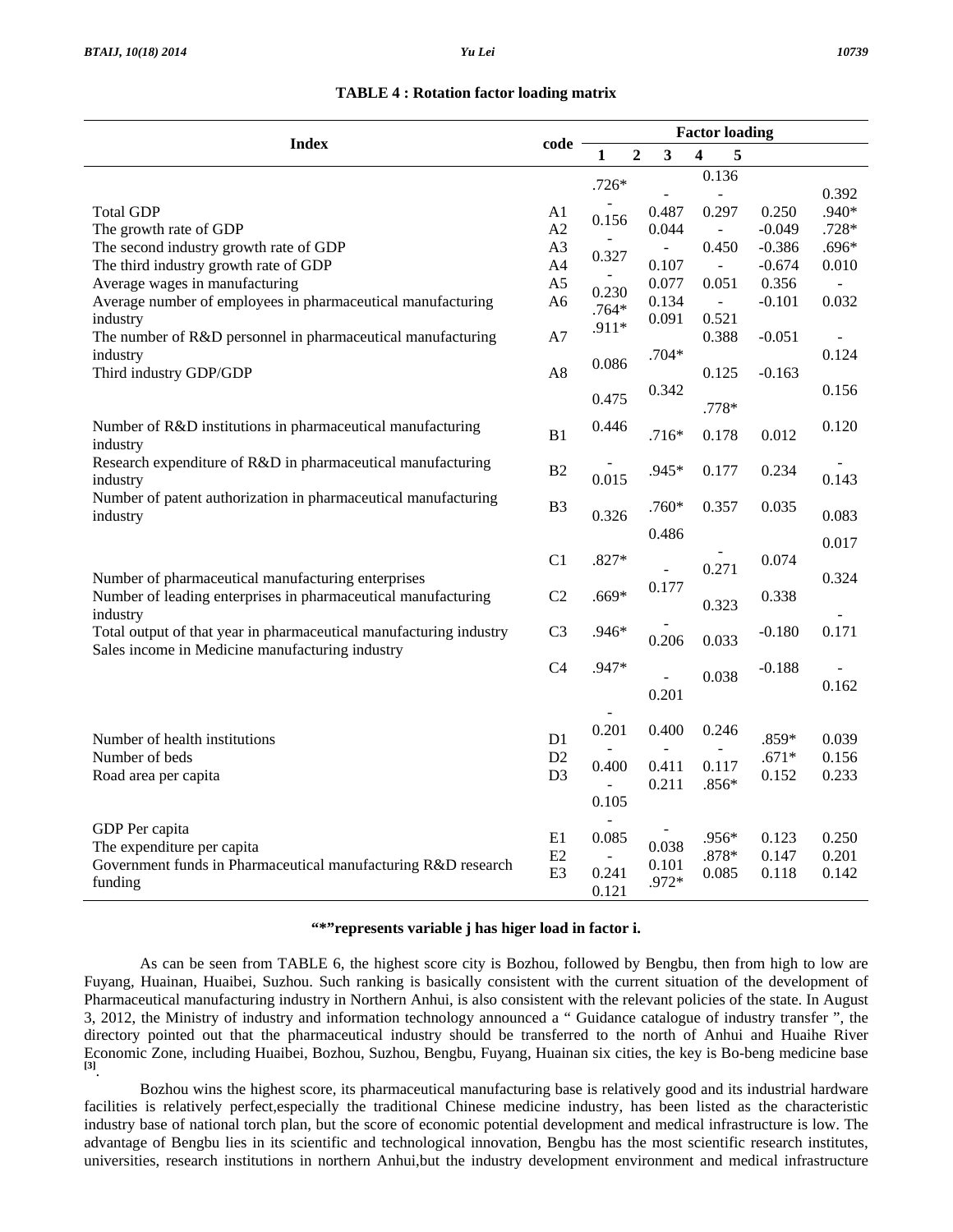**TABLE 4 : Rotation factor loading matrix**

| Index | code | Factor loading | | | | |
|---|---|---|---|---|---|---|
| | | 1 | 2 | 3 | 4 | 5 |
| Total GDP | A1 | .726* | -0.487 | 0.136 | 0.250 | 0.392 |
| The growth rate of GDP | A2 | -0.156 | 0.044 | -0.297 | -0.049 | .940* |
| The second industry growth rate of GDP | A3 | -0.327 | -0.107 | -0.450 | -0.386 | .728* |
| The third industry growth rate of GDP | A4 | -0.230 | 0.077 | -0.051 | -0.674 | .696* |
| Average wages in manufacturing | A5 | .764* | 0.134 | -0.521 | 0.356 | 0.010 |
| Average number of employees in pharmaceutical manufacturing industry | A6 | .911* | 0.091 | 0.388 | -0.101 | -0.032 |
| The number of R&D personnel in pharmaceutical manufacturing industry | A7 | 0.086 | .704* | 0.125 | -0.051 | -0.124 |
| Third industry GDP/GDP | A8 | 0.475 | 0.342 | .778* | -0.163 | 0.156 |
| Number of R&D institutions in pharmaceutical manufacturing industry | B1 | 0.446 | .716* | 0.178 | 0.012 | 0.120 |
| Research expenditure of R&D in pharmaceutical manufacturing industry | B2 | -0.015 | .945* | 0.177 | 0.234 | -0.143 |
| Number of patent authorization in pharmaceutical manufacturing industry | B3 | 0.326 | .760* | 0.357 | 0.035 | 0.083 |
| Number of pharmaceutical manufacturing enterprises | C1 | .827* | 0.486 | -0.271 | 0.074 | 0.017 |
| Number of leading enterprises in pharmaceutical manufacturing industry | C2 | .669* | -0.177 | 0.323 | 0.338 | 0.324 |
| Total output of that year in pharmaceutical manufacturing industry | C3 | .946* | -0.206 | 0.033 | -0.180 | -0.171 |
| Sales income in Medicine manufacturing industry | C4 | .947* | -0.201 | 0.038 | -0.188 | -0.162 |
| Number of health institutions | D1 | -0.201 | 0.400 | 0.246 | .859* | 0.039 |
| Number of beds | D2 | -0.400 | -0.411 | -0.117 | .671* | 0.156 |
| Road area per capita | D3 | -0.105 | 0.211 | .856* | 0.152 | 0.233 |
| GDP Per capita | E1 | -0.085 | -0.038 | .956* | 0.123 | 0.250 |
| The expenditure per capita | E2 | -0.241 | 0.101 | .878* | 0.147 | 0.201 |
| Government funds in Pharmaceutical manufacturing R&D research funding | E3 | 0.121 | .972* | 0.085 | 0.118 | 0.142 |

**"*"represents variable j has higer load in factor i.**

As can be seen from TABLE 6, the highest score city is Bozhou, followed by Bengbu, then from high to low are Fuyang, Huainan, Huaibei, Suzhou. Such ranking is basically consistent with the current situation of the development of Pharmaceutical manufacturing industry in Northern Anhui, is also consistent with the relevant policies of the state. In August 3, 2012, the Ministry of industry and information technology announced a " Guidance catalogue of industry transfer ", the directory pointed out that the pharmaceutical industry should be transferred to the north of Anhui and Huaihe River Economic Zone, including Huaibei, Bozhou, Suzhou, Bengbu, Fuyang, Huainan six cities, the key is Bo-beng medicine base [3].

Bozhou wins the highest score, its pharmaceutical manufacturing base is relatively good and its industrial hardware facilities is relatively perfect,especially the traditional Chinese medicine industry, has been listed as the characteristic industry base of national torch plan, but the score of economic potential development and medical infrastructure is low. The advantage of Bengbu lies in its scientific and technological innovation, Bengbu has the most scientific research institutes, universities, research institutions in northern Anhui,but the industry development environment and medical infrastructure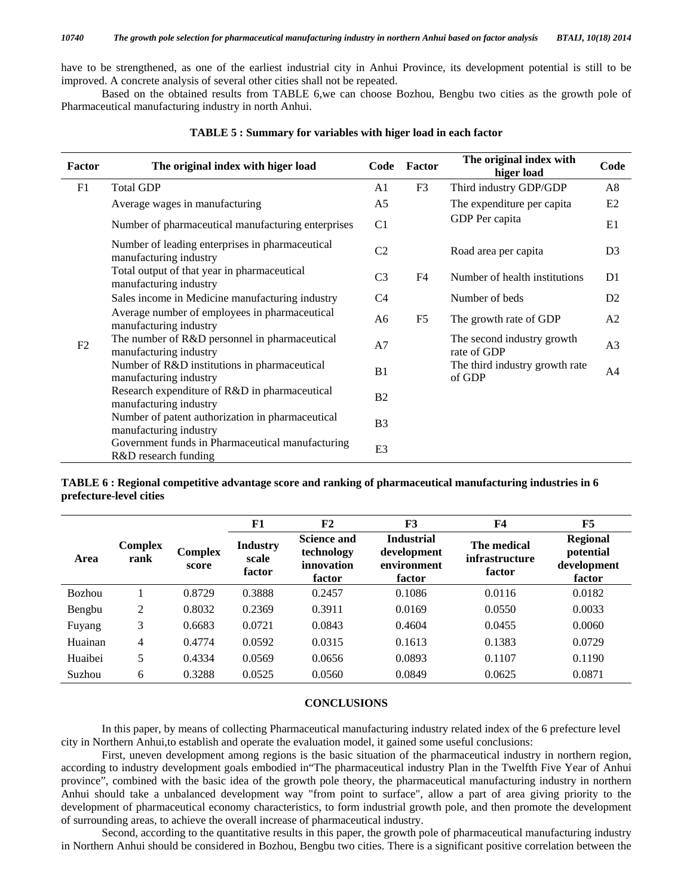have to be strengthened, as one of the earliest industrial city in Anhui Province, its development potential is still to be improved. A concrete analysis of several other cities shall not be repeated.

Based on the obtained results from TABLE 6,we can choose Bozhou, Bengbu two cities as the growth pole of Pharmaceutical manufacturing industry in north Anhui.

**TABLE 5 : Summary for variables with higer load in each factor**

| Factor | The original index with higer load | Code | Factor | The original index with higer load | Code |
|---|---|---|---|---|---|
| F1 | Total GDP | A1 | F3 | Third industry GDP/GDP | A8 |
| | Average wages in manufacturing | A5 | | The expenditure per capita | E2 |
| | Number of pharmaceutical manufacturing enterprises | C1 | | GDP Per capita | E1 |
| | Number of leading enterprises in pharmaceutical manufacturing industry | C2 | | Road area per capita | D3 |
| | Total output of that year in pharmaceutical manufacturing industry | C3 | F4 | Number of health institutions | D1 |
| | Sales income in Medicine manufacturing industry | C4 | | Number of beds | D2 |
| | Average number of employees in pharmaceutical manufacturing industry | A6 | F5 | The growth rate of GDP | A2 |
| F2 | The number of R&D personnel in pharmaceutical manufacturing industry | A7 | | The second industry growth rate of GDP | A3 |
| | Number of R&D institutions in pharmaceutical manufacturing industry | B1 | | The third industry growth rate of GDP | A4 |
| | Research expenditure of R&D in pharmaceutical manufacturing industry | B2 | | | |
| | Number of patent authorization in pharmaceutical manufacturing industry | B3 | | | |
| | Government funds in Pharmaceutical manufacturing R&D research funding | E3 | | | |

**TABLE 6 : Regional competitive advantage score and ranking of pharmaceutical manufacturing industries in 6 prefecture-level cities**

| Area | Complex rank | Complex score | F1 Industry scale factor | F2 Science and technology innovation factor | F3 Industrial development environment factor | F4 The medical infrastructure factor | F5 Regional potential development factor |
|---|---|---|---|---|---|---|---|
| Bozhou | 1 | 0.8729 | 0.3888 | 0.2457 | 0.1086 | 0.0116 | 0.0182 |
| Bengbu | 2 | 0.8032 | 0.2369 | 0.3911 | 0.0169 | 0.0550 | 0.0033 |
| Fuyang | 3 | 0.6683 | 0.0721 | 0.0843 | 0.4604 | 0.0455 | 0.0060 |
| Huainan | 4 | 0.4774 | 0.0592 | 0.0315 | 0.1613 | 0.1383 | 0.0729 |
| Huaibei | 5 | 0.4334 | 0.0569 | 0.0656 | 0.0893 | 0.1107 | 0.1190 |
| Suzhou | 6 | 0.3288 | 0.0525 | 0.0560 | 0.0849 | 0.0625 | 0.0871 |

## CONCLUSIONS

In this paper, by means of collecting Pharmaceutical manufacturing industry related index of the 6 prefecture level city in Northern Anhui,to establish and operate the evaluation model, it gained some useful conclusions:

First, uneven development among regions is the basic situation of the pharmaceutical industry in northern region, according to industry development goals embodied in"The pharmaceutical industry Plan in the Twelfth Five Year of Anhui province", combined with the basic idea of the growth pole theory, the pharmaceutical manufacturing industry in northern Anhui should take a unbalanced development way "from point to surface", allow a part of area giving priority to the development of pharmaceutical economy characteristics, to form industrial growth pole, and then promote the development of surrounding areas, to achieve the overall increase of pharmaceutical industry.

Second, according to the quantitative results in this paper, the growth pole of pharmaceutical manufacturing industry in Northern Anhui should be considered in Bozhou, Bengbu two cities. There is a significant positive correlation between the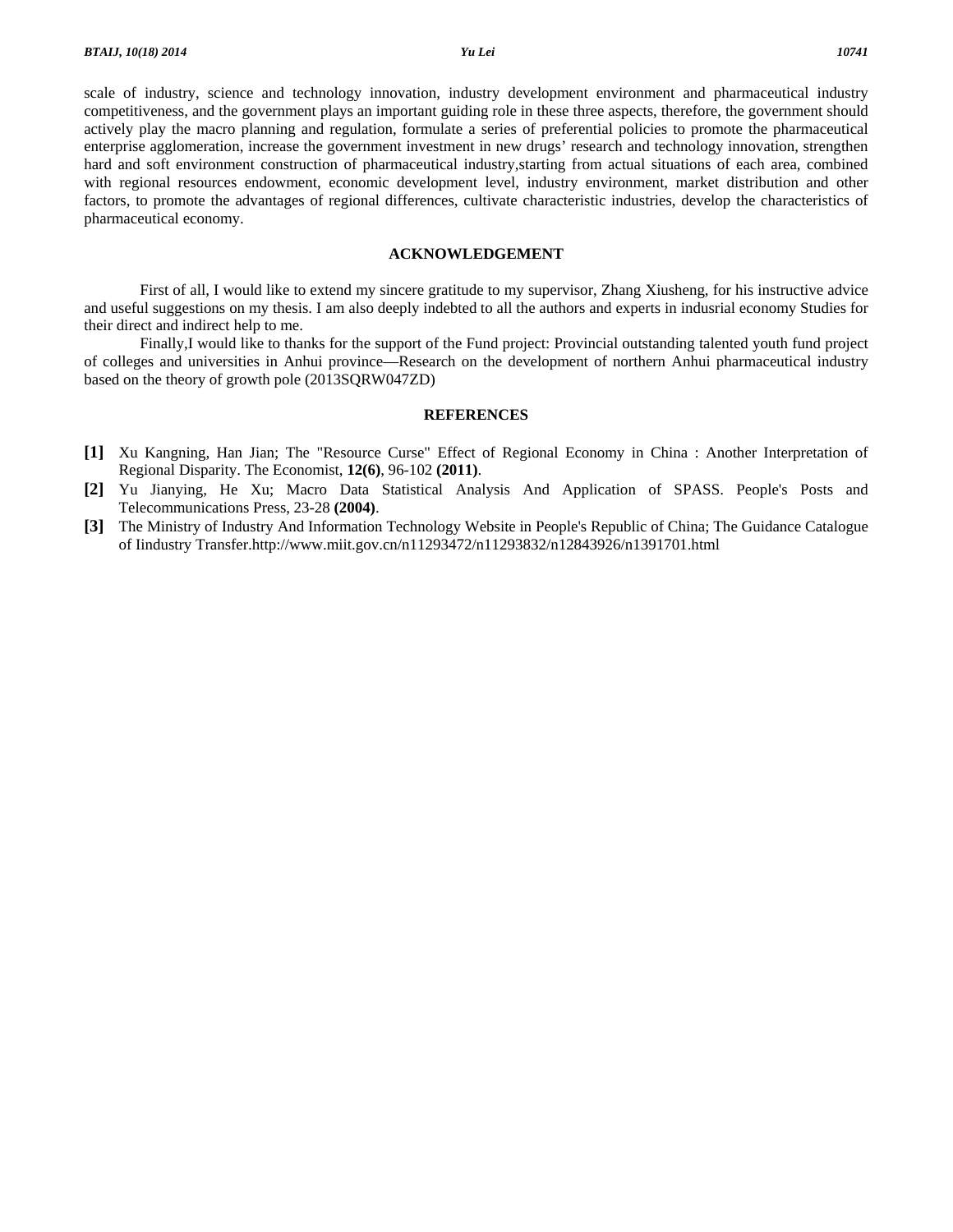scale of industry, science and technology innovation, industry development environment and pharmaceutical industry competitiveness, and the government plays an important guiding role in these three aspects, therefore, the government should actively play the macro planning and regulation, formulate a series of preferential policies to promote the pharmaceutical enterprise agglomeration, increase the government investment in new drugs' research and technology innovation, strengthen hard and soft environment construction of pharmaceutical industry,starting from actual situations of each area, combined with regional resources endowment, economic development level, industry environment, market distribution and other factors, to promote the advantages of regional differences, cultivate characteristic industries, develop the characteristics of pharmaceutical economy.

## ACKNOWLEDGEMENT

First of all, I would like to extend my sincere gratitude to my supervisor, Zhang Xiusheng, for his instructive advice and useful suggestions on my thesis. I am also deeply indebted to all the authors and experts in indusrial economy Studies for their direct and indirect help to me.

Finally,I would like to thanks for the support of the Fund project: Provincial outstanding talented youth fund project of colleges and universities in Anhui province—Research on the development of northern Anhui pharmaceutical industry based on the theory of growth pole (2013SQRW047ZD)

## REFERENCES

**[1]** Xu Kangning, Han Jian; The "Resource Curse" Effect of Regional Economy in China : Another Interpretation of Regional Disparity. The Economist, **12(6)**, 96-102 **(2011)**.

**[2]** Yu Jianying, He Xu; Macro Data Statistical Analysis And Application of SPASS. People's Posts and Telecommunications Press, 23-28 **(2004)**.

**[3]** The Ministry of Industry And Information Technology Website in People's Republic of China; The Guidance Catalogue of Iindustry Transfer.http://www.miit.gov.cn/n11293472/n11293832/n12843926/n1391701.html